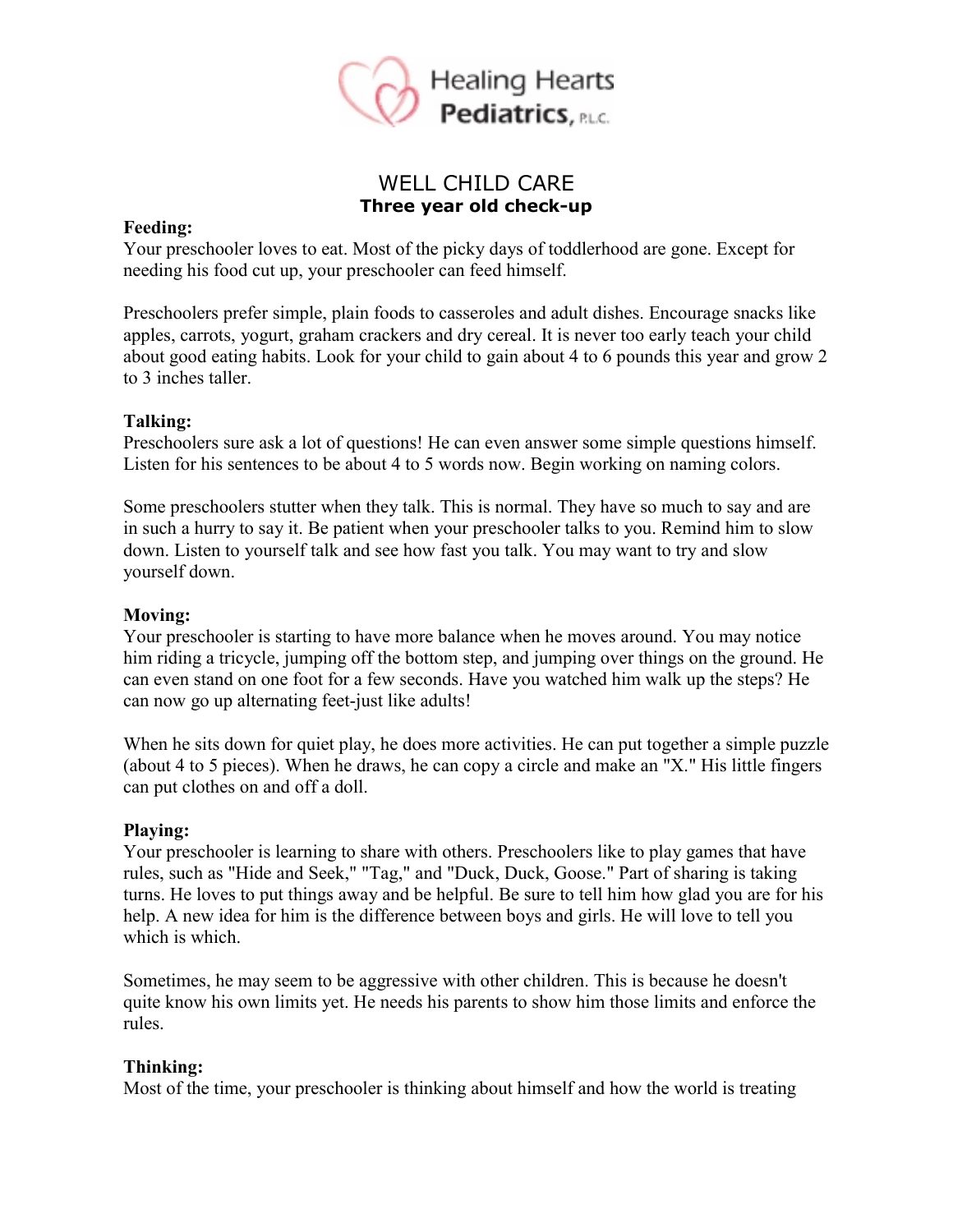Healing Hearts Pediatrics, P.L.C.

# WELL CHILD CARE

## Three year old check-up

**Feeding:**

Your preschooler loves to eat. Most of the picky days of toddlerhood are gone. Except for needing his food cut up, your preschooler can feed himself.

Preschoolers prefer simple, plain foods to casseroles and adult dishes. Encourage snacks like apples, carrots, yogurt, graham crackers and dry cereal. It is never too early teach your child about good eating habits. Look for your child to gain about 4 to 6 pounds this year and grow 2 to 3 inches taller.

**Talking:**

Preschoolers sure ask a lot of questions! He can even answer some simple questions himself. Listen for his sentences to be about 4 to 5 words now. Begin working on naming colors.

Some preschoolers stutter when they talk. This is normal. They have so much to say and are in such a hurry to say it. Be patient when your preschooler talks to you. Remind him to slow down. Listen to yourself talk and see how fast you talk. You may want to try and slow yourself down.

**Moving:**

Your preschooler is starting to have more balance when he moves around. You may notice him riding a tricycle, jumping off the bottom step, and jumping over things on the ground. He can even stand on one foot for a few seconds. Have you watched him walk up the steps? He can now go up alternating feet-just like adults!

When he sits down for quiet play, he does more activities. He can put together a simple puzzle (about 4 to 5 pieces). When he draws, he can copy a circle and make an "X." His little fingers can put clothes on and off a doll.

**Playing:**

Your preschooler is learning to share with others. Preschoolers like to play games that have rules, such as "Hide and Seek," "Tag," and "Duck, Duck, Goose." Part of sharing is taking turns. He loves to put things away and be helpful. Be sure to tell him how glad you are for his help. A new idea for him is the difference between boys and girls. He will love to tell you which is which.

Sometimes, he may seem to be aggressive with other children. This is because he doesn't quite know his own limits yet. He needs his parents to show him those limits and enforce the rules.

**Thinking:**

Most of the time, your preschooler is thinking about himself and how the world is treating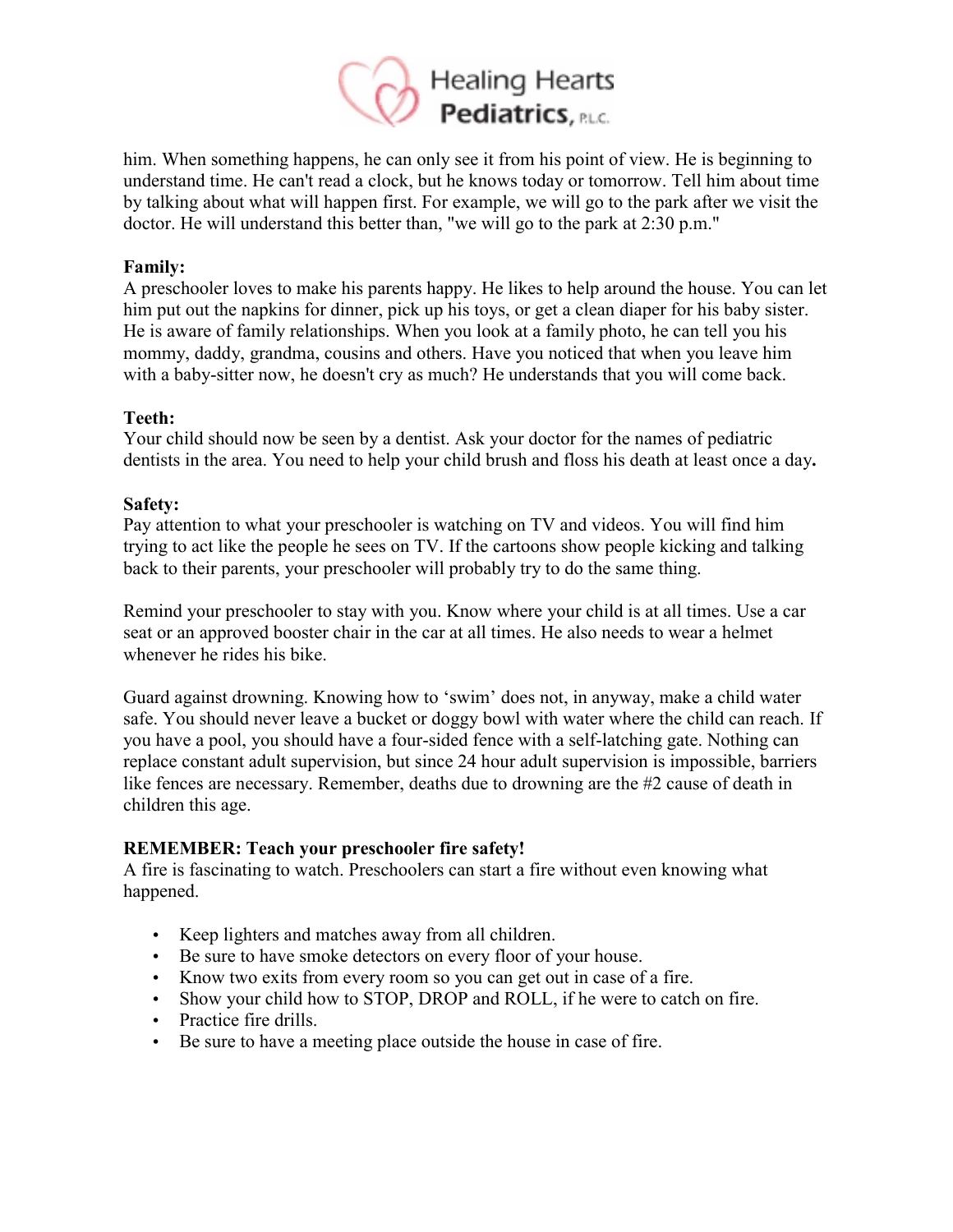him. When something happens, he can only see it from his point of view. He is beginning to understand time. He can't read a clock, but he knows today or tomorrow. Tell him about time by talking about what will happen first. For example, we will go to the park after we visit the doctor. He will understand this better than, "we will go to the park at 2:30 p.m."

**Family:**

A preschooler loves to make his parents happy. He likes to help around the house. You can let him put out the napkins for dinner, pick up his toys, or get a clean diaper for his baby sister. He is aware of family relationships. When you look at a family photo, he can tell you his mommy, daddy, grandma, cousins and others. Have you noticed that when you leave him with a baby-sitter now, he doesn't cry as much? He understands that you will come back.

**Teeth:**

Your child should now be seen by a dentist. Ask your doctor for the names of pediatric dentists in the area. You need to help your child brush and floss his death at least once a day**.**

**Safety:**

Pay attention to what your preschooler is watching on TV and videos. You will find him trying to act like the people he sees on TV. If the cartoons show people kicking and talking back to their parents, your preschooler will probably try to do the same thing.

Remind your preschooler to stay with you. Know where your child is at all times. Use a car seat or an approved booster chair in the car at all times. He also needs to wear a helmet whenever he rides his bike.

Guard against drowning. Knowing how to 'swim' does not, in anyway, make a child water safe. You should never leave a bucket or doggy bowl with water where the child can reach. If you have a pool, you should have a four-sided fence with a self-latching gate. Nothing can replace constant adult supervision, but since 24 hour adult supervision is impossible, barriers like fences are necessary. Remember, deaths due to drowning are the #2 cause of death in children this age.

**REMEMBER: Teach your preschooler fire safety!**

A fire is fascinating to watch. Preschoolers can start a fire without even knowing what happened.

- Keep lighters and matches away from all children.
- Be sure to have smoke detectors on every floor of your house.
- Know two exits from every room so you can get out in case of a fire.
- Show your child how to STOP, DROP and ROLL, if he were to catch on fire.
- Practice fire drills.
- Be sure to have a meeting place outside the house in case of fire.